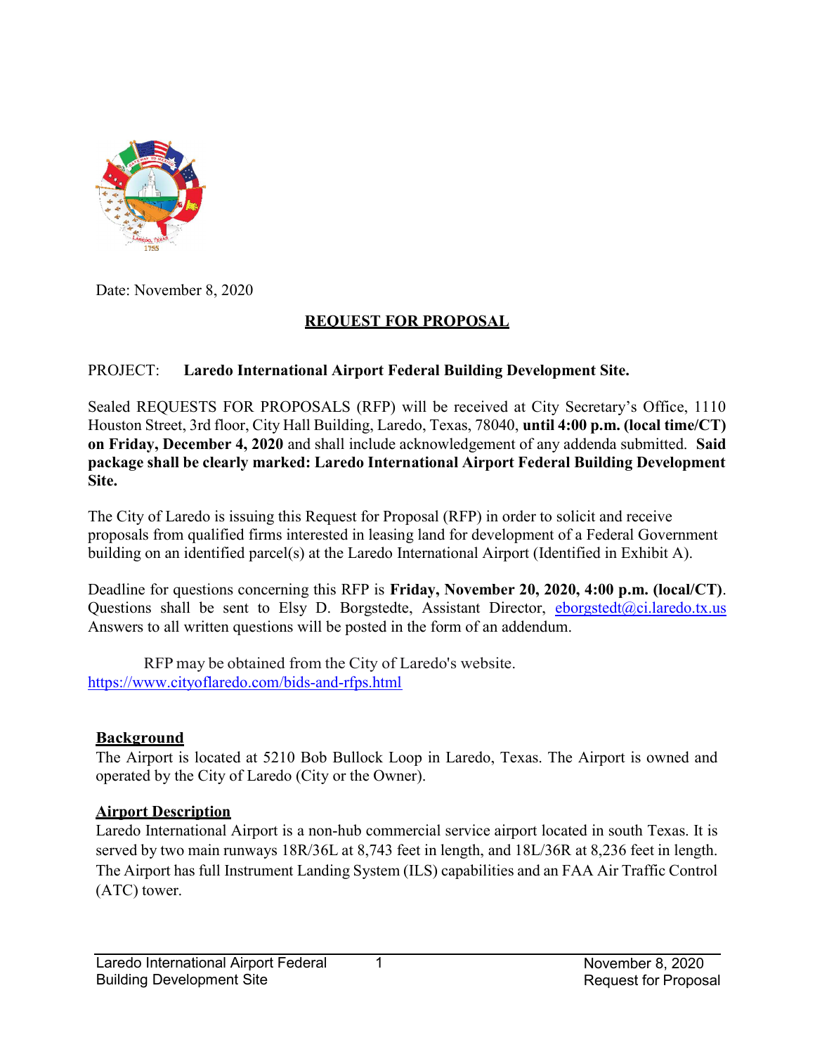Date: November 8, 2020

## REQUEST FOR PROPOSAL

PROJECT: **Laredo International Airport Federal Building Development Site.**

Sealed REQUESTS FOR PROPOSALS (RFP) will be received at City Secretary's Office, 1110 Houston Street, 3rd floor, City Hall Building, Laredo, Texas, 78040, **until 4:00 p.m. (local time/CT) on Friday, December 4, 2020** and shall include acknowledgement of any addenda submitted. **Said package shall be clearly marked: Laredo International Airport Federal Building Development Site.**

The City of Laredo is issuing this Request for Proposal (RFP) in order to solicit and receive proposals from qualified firms interested in leasing land for development of a Federal Government building on an identified parcel(s) at the Laredo International Airport (Identified in Exhibit A).

Deadline for questions concerning this RFP is **Friday, November 20, 2020, 4:00 p.m. (local/CT)**. Questions shall be sent to Elsy D. Borgstedte, Assistant Director, eborgstedt@ci.laredo.tx.us Answers to all written questions will be posted in the form of an addendum.

RFP may be obtained from the City of Laredo's website. https://www.cityoflaredo.com/bids-and-rfps.html

### Background

The Airport is located at 5210 Bob Bullock Loop in Laredo, Texas. The Airport is owned and operated by the City of Laredo (City or the Owner).

### Airport Description

Laredo International Airport is a non-hub commercial service airport located in south Texas. It is served by two main runways 18R/36L at 8,743 feet in length, and 18L/36R at 8,236 feet in length. The Airport has full Instrument Landing System (ILS) capabilities and an FAA Air Traffic Control (ATC) tower.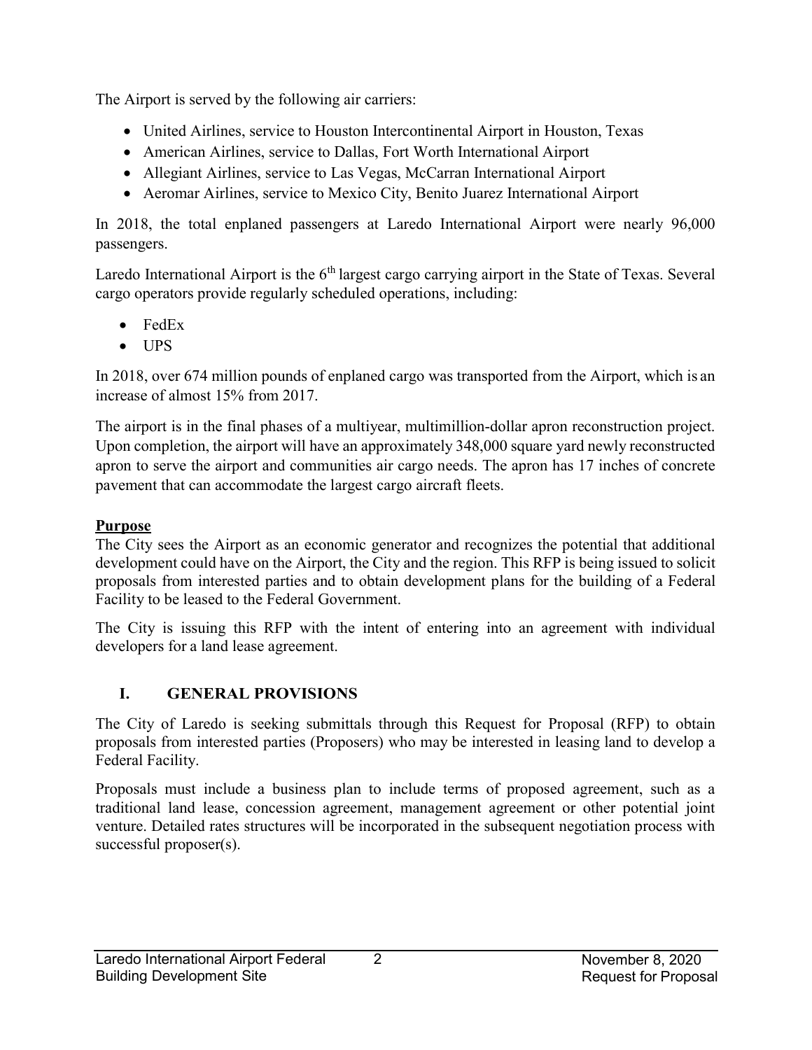The Airport is served by the following air carriers:

- United Airlines, service to Houston Intercontinental Airport in Houston, Texas
- American Airlines, service to Dallas, Fort Worth International Airport
- Allegiant Airlines, service to Las Vegas, McCarran International Airport
- Aeromar Airlines, service to Mexico City, Benito Juarez International Airport

In 2018, the total enplaned passengers at Laredo International Airport were nearly 96,000 passengers.

Laredo International Airport is the 6th largest cargo carrying airport in the State of Texas. Several cargo operators provide regularly scheduled operations, including:

- FedEx
- UPS

In 2018, over 674 million pounds of enplaned cargo was transported from the Airport, which is an increase of almost 15% from 2017.

The airport is in the final phases of a multiyear, multimillion-dollar apron reconstruction project. Upon completion, the airport will have an approximately 348,000 square yard newly reconstructed apron to serve the airport and communities air cargo needs. The apron has 17 inches of concrete pavement that can accommodate the largest cargo aircraft fleets.

**Purpose**

The City sees the Airport as an economic generator and recognizes the potential that additional development could have on the Airport, the City and the region. This RFP is being issued to solicit proposals from interested parties and to obtain development plans for the building of a Federal Facility to be leased to the Federal Government.

The City is issuing this RFP with the intent of entering into an agreement with individual developers for a land lease agreement.

## I. GENERAL PROVISIONS

The City of Laredo is seeking submittals through this Request for Proposal (RFP) to obtain proposals from interested parties (Proposers) who may be interested in leasing land to develop a Federal Facility.

Proposals must include a business plan to include terms of proposed agreement, such as a traditional land lease, concession agreement, management agreement or other potential joint venture. Detailed rates structures will be incorporated in the subsequent negotiation process with successful proposer(s).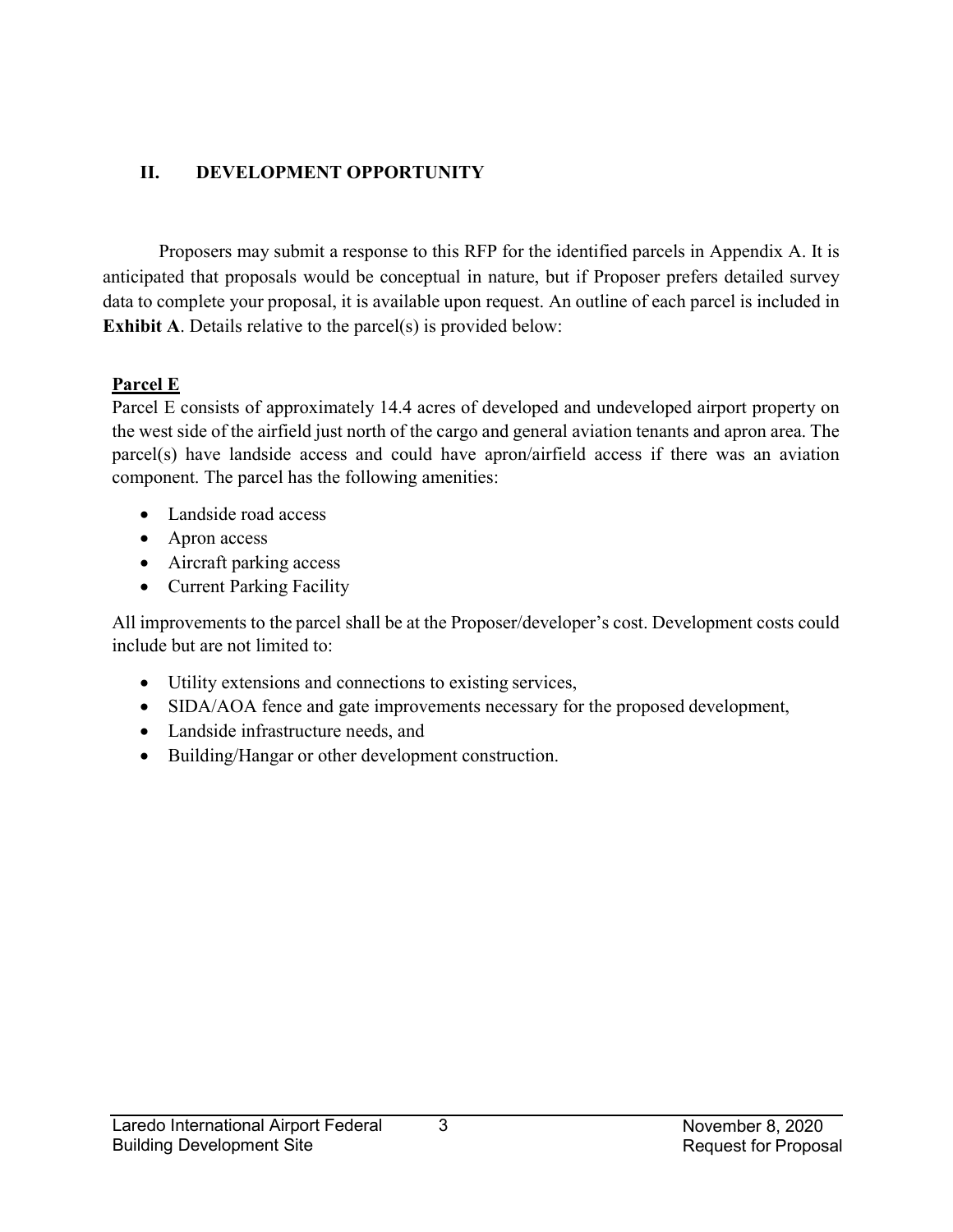## II. DEVELOPMENT OPPORTUNITY

Proposers may submit a response to this RFP for the identified parcels in Appendix A. It is anticipated that proposals would be conceptual in nature, but if Proposer prefers detailed survey data to complete your proposal, it is available upon request. An outline of each parcel is included in **Exhibit A**. Details relative to the parcel(s) is provided below:

### Parcel E

Parcel E consists of approximately 14.4 acres of developed and undeveloped airport property on the west side of the airfield just north of the cargo and general aviation tenants and apron area. The parcel(s) have landside access and could have apron/airfield access if there was an aviation component. The parcel has the following amenities:

- Landside road access
- Apron access
- Aircraft parking access
- Current Parking Facility

All improvements to the parcel shall be at the Proposer/developer's cost. Development costs could include but are not limited to:

- Utility extensions and connections to existing services,
- SIDA/AOA fence and gate improvements necessary for the proposed development,
- Landside infrastructure needs, and
- Building/Hangar or other development construction.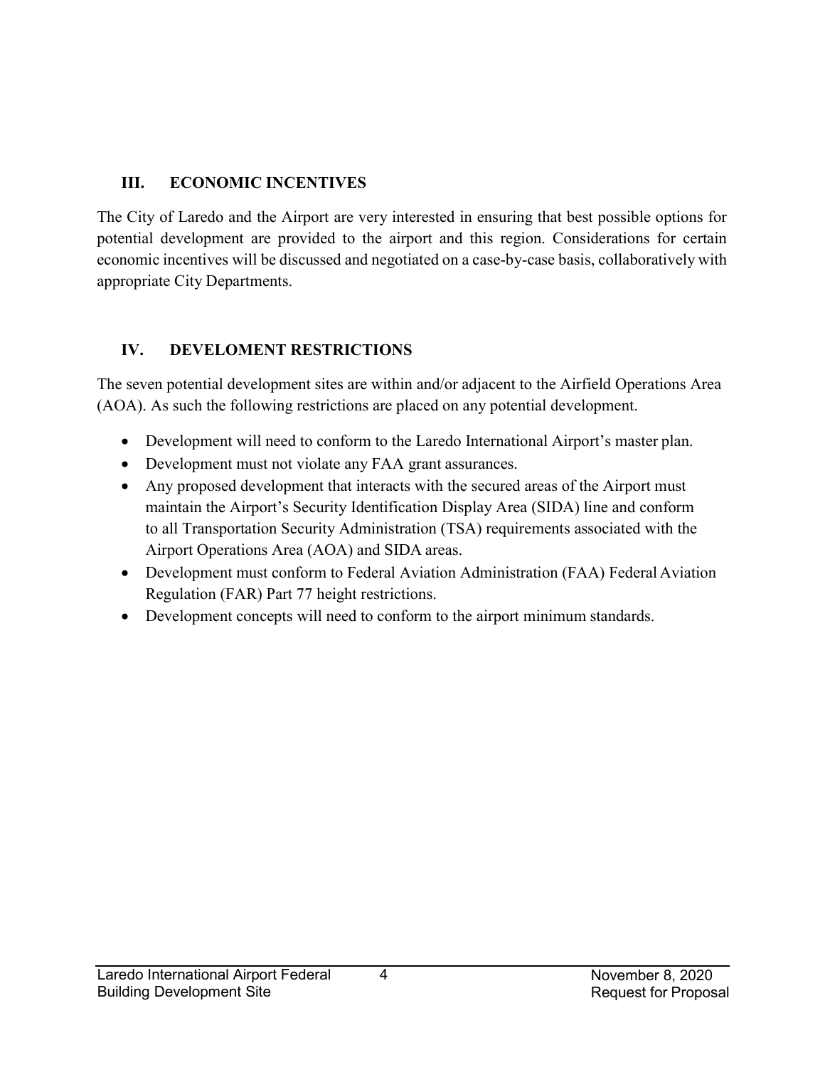## III. ECONOMIC INCENTIVES

The City of Laredo and the Airport are very interested in ensuring that best possible options for potential development are provided to the airport and this region. Considerations for certain economic incentives will be discussed and negotiated on a case-by-case basis, collaboratively with appropriate City Departments.

## IV. DEVELOMENT RESTRICTIONS

The seven potential development sites are within and/or adjacent to the Airfield Operations Area (AOA). As such the following restrictions are placed on any potential development.

- Development will need to conform to the Laredo International Airport's master plan.
- Development must not violate any FAA grant assurances.
- Any proposed development that interacts with the secured areas of the Airport must maintain the Airport's Security Identification Display Area (SIDA) line and conform to all Transportation Security Administration (TSA) requirements associated with the Airport Operations Area (AOA) and SIDA areas.
- Development must conform to Federal Aviation Administration (FAA) Federal Aviation Regulation (FAR) Part 77 height restrictions.
- Development concepts will need to conform to the airport minimum standards.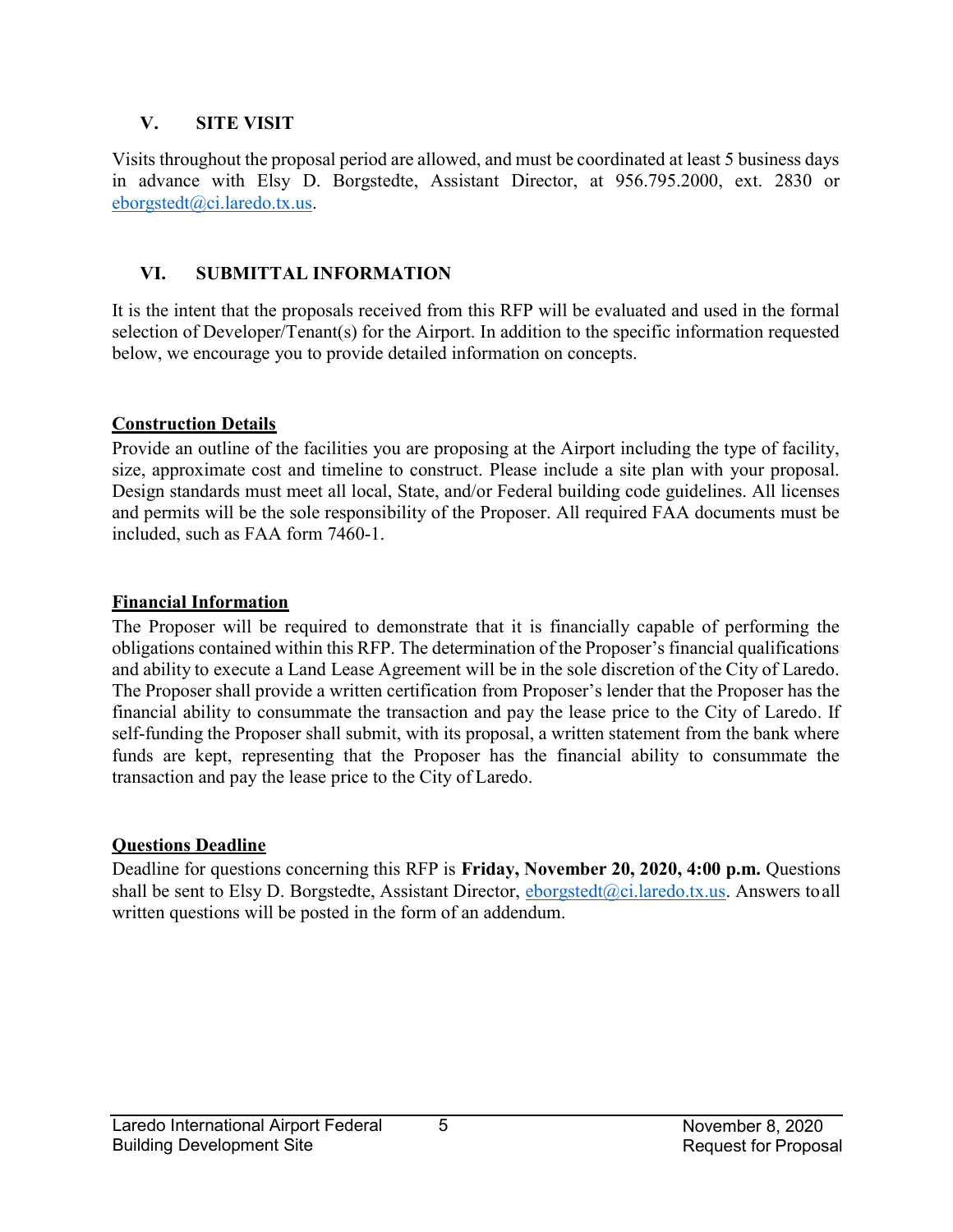## V. SITE VISIT

Visits throughout the proposal period are allowed, and must be coordinated at least 5 business days in advance with Elsy D. Borgstedte, Assistant Director, at 956.795.2000, ext. 2830 or eborgstedt@ci.laredo.tx.us.

## VI. SUBMITTAL INFORMATION

It is the intent that the proposals received from this RFP will be evaluated and used in the formal selection of Developer/Tenant(s) for the Airport. In addition to the specific information requested below, we encourage you to provide detailed information on concepts.

**Construction Details**

Provide an outline of the facilities you are proposing at the Airport including the type of facility, size, approximate cost and timeline to construct. Please include a site plan with your proposal. Design standards must meet all local, State, and/or Federal building code guidelines. All licenses and permits will be the sole responsibility of the Proposer. All required FAA documents must be included, such as FAA form 7460-1.

**Financial Information**

The Proposer will be required to demonstrate that it is financially capable of performing the obligations contained within this RFP. The determination of the Proposer's financial qualifications and ability to execute a Land Lease Agreement will be in the sole discretion of the City of Laredo. The Proposer shall provide a written certification from Proposer's lender that the Proposer has the financial ability to consummate the transaction and pay the lease price to the City of Laredo. If self-funding the Proposer shall submit, with its proposal, a written statement from the bank where funds are kept, representing that the Proposer has the financial ability to consummate the transaction and pay the lease price to the City of Laredo.

**Questions Deadline**

Deadline for questions concerning this RFP is **Friday, November 20, 2020, 4:00 p.m.** Questions shall be sent to Elsy D. Borgstedte, Assistant Director, eborgstedt@ci.laredo.tx.us. Answers to all written questions will be posted in the form of an addendum.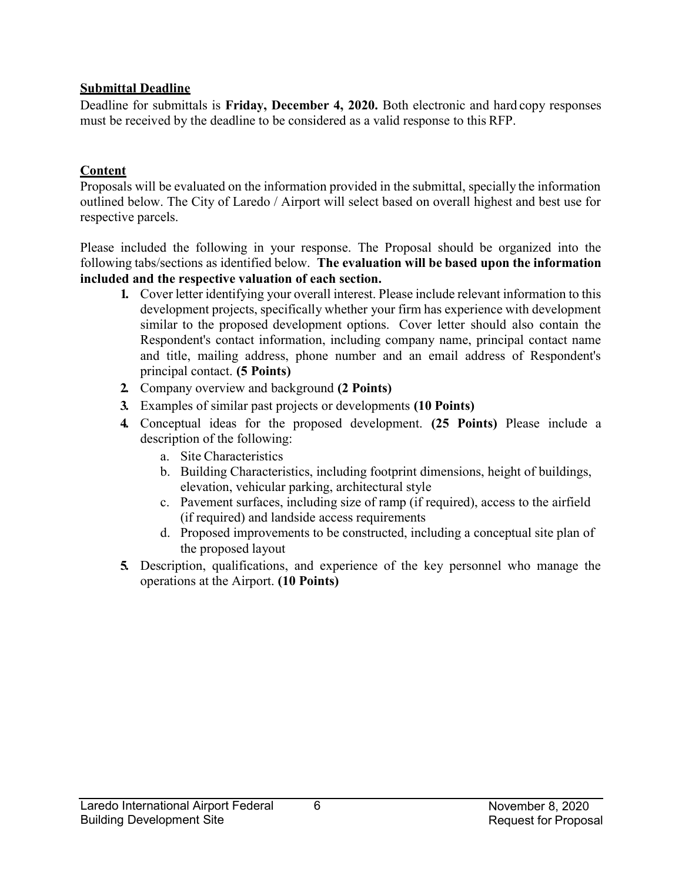**Submittal Deadline**

Deadline for submittals is **Friday, December 4, 2020.** Both electronic and hard copy responses must be received by the deadline to be considered as a valid response to this RFP.

**Content**

Proposals will be evaluated on the information provided in the submittal, specially the information outlined below. The City of Laredo / Airport will select based on overall highest and best use for respective parcels.

Please included the following in your response. The Proposal should be organized into the following tabs/sections as identified below. **The evaluation will be based upon the information included and the respective valuation of each section.**

1. Cover letter identifying your overall interest. Please include relevant information to this development projects, specifically whether your firm has experience with development similar to the proposed development options. Cover letter should also contain the Respondent's contact information, including company name, principal contact name and title, mailing address, phone number and an email address of Respondent's principal contact. **(5 Points)**
2. Company overview and background **(2 Points)**
3. Examples of similar past projects or developments **(10 Points)**
4. Conceptual ideas for the proposed development. **(25 Points)** Please include a description of the following:
   a. Site Characteristics
   b. Building Characteristics, including footprint dimensions, height of buildings, elevation, vehicular parking, architectural style
   c. Pavement surfaces, including size of ramp (if required), access to the airfield (if required) and landside access requirements
   d. Proposed improvements to be constructed, including a conceptual site plan of the proposed layout
5. Description, qualifications, and experience of the key personnel who manage the operations at the Airport. **(10 Points)**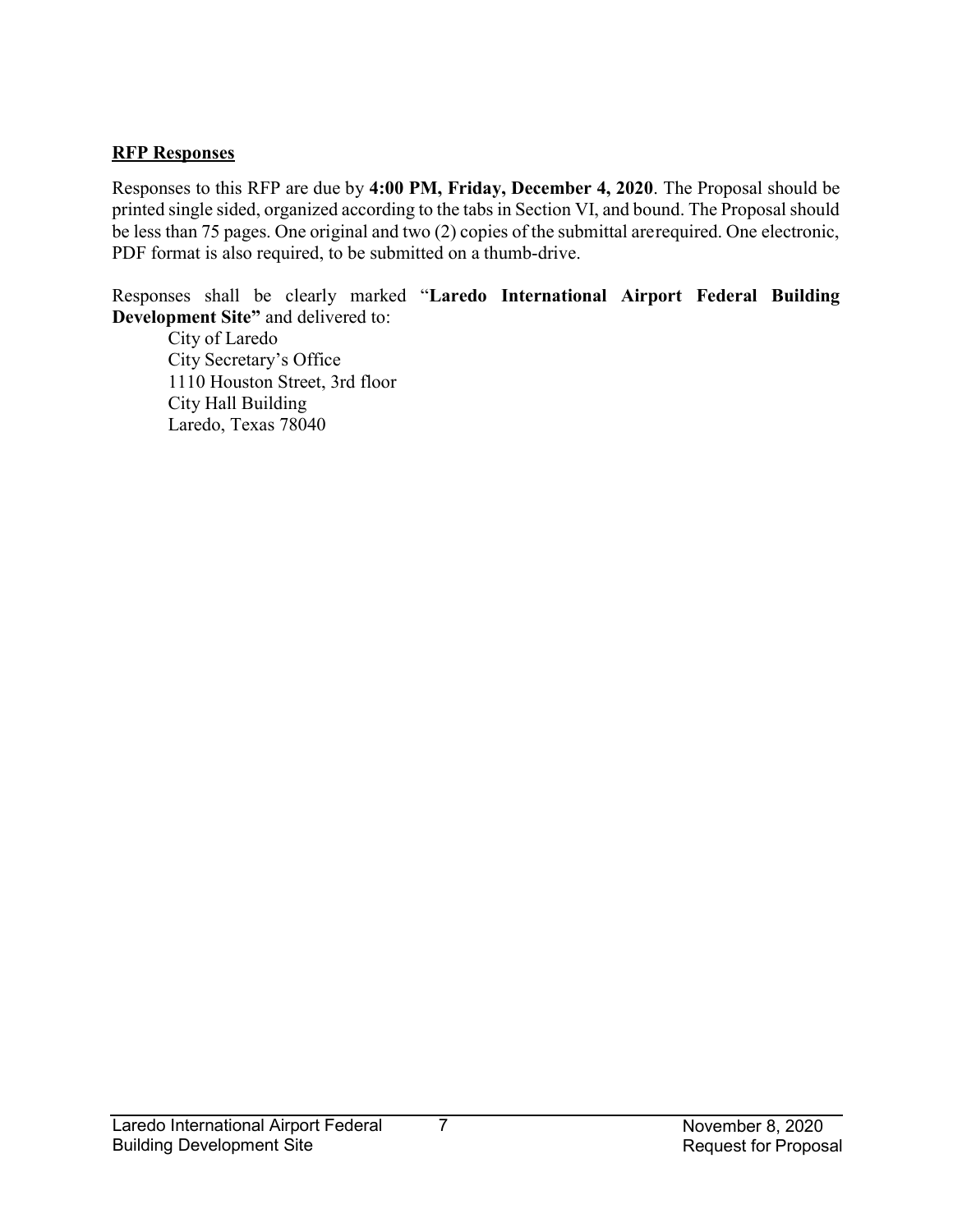**RFP Responses**

Responses to this RFP are due by **4:00 PM, Friday, December 4, 2020**. The Proposal should be printed single sided, organized according to the tabs in Section VI, and bound. The Proposal should be less than 75 pages. One original and two (2) copies of the submittal arerequired. One electronic, PDF format is also required, to be submitted on a thumb-drive.

Responses shall be clearly marked "**Laredo International Airport Federal Building Development Site"** and delivered to:

City of Laredo
City Secretary's Office
1110 Houston Street, 3rd floor
City Hall Building
Laredo, Texas 78040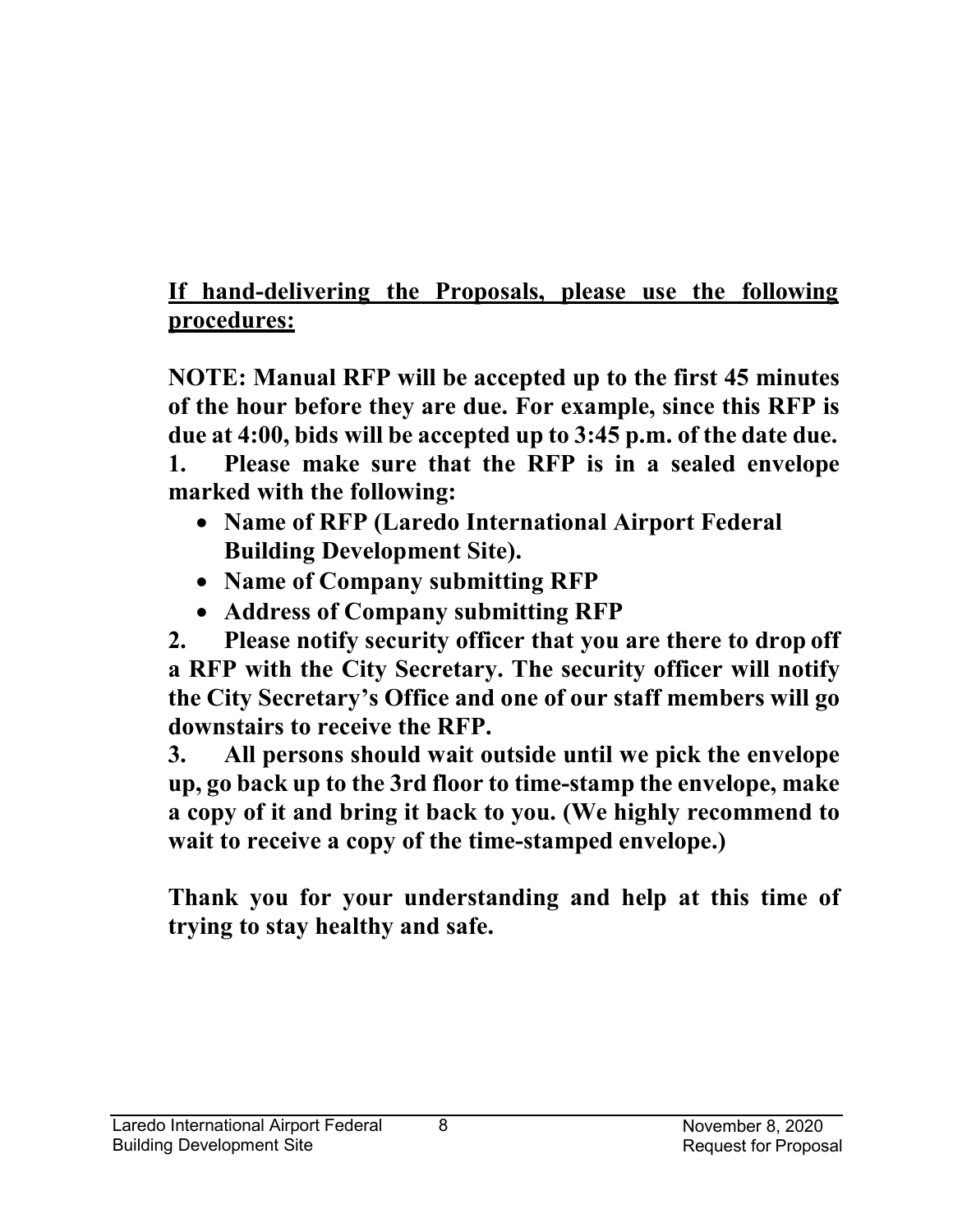**<u>If hand-delivering the Proposals, please use the following procedures:</u>**

**NOTE: Manual RFP will be accepted up to the first 45 minutes of the hour before they are due. For example, since this RFP is due at 4:00, bids will be accepted up to 3:45 p.m. of the date due.**

**1. Please make sure that the RFP is in a sealed envelope marked with the following:**

- **Name of RFP (Laredo International Airport Federal Building Development Site).**
- **Name of Company submitting RFP**
- **Address of Company submitting RFP**

**2. Please notify security officer that you are there to drop off a RFP with the City Secretary. The security officer will notify the City Secretary's Office and one of our staff members will go downstairs to receive the RFP.**

**3. All persons should wait outside until we pick the envelope up, go back up to the 3rd floor to time-stamp the envelope, make a copy of it and bring it back to you. (We highly recommend to wait to receive a copy of the time-stamped envelope.)**

**Thank you for your understanding and help at this time of trying to stay healthy and safe.**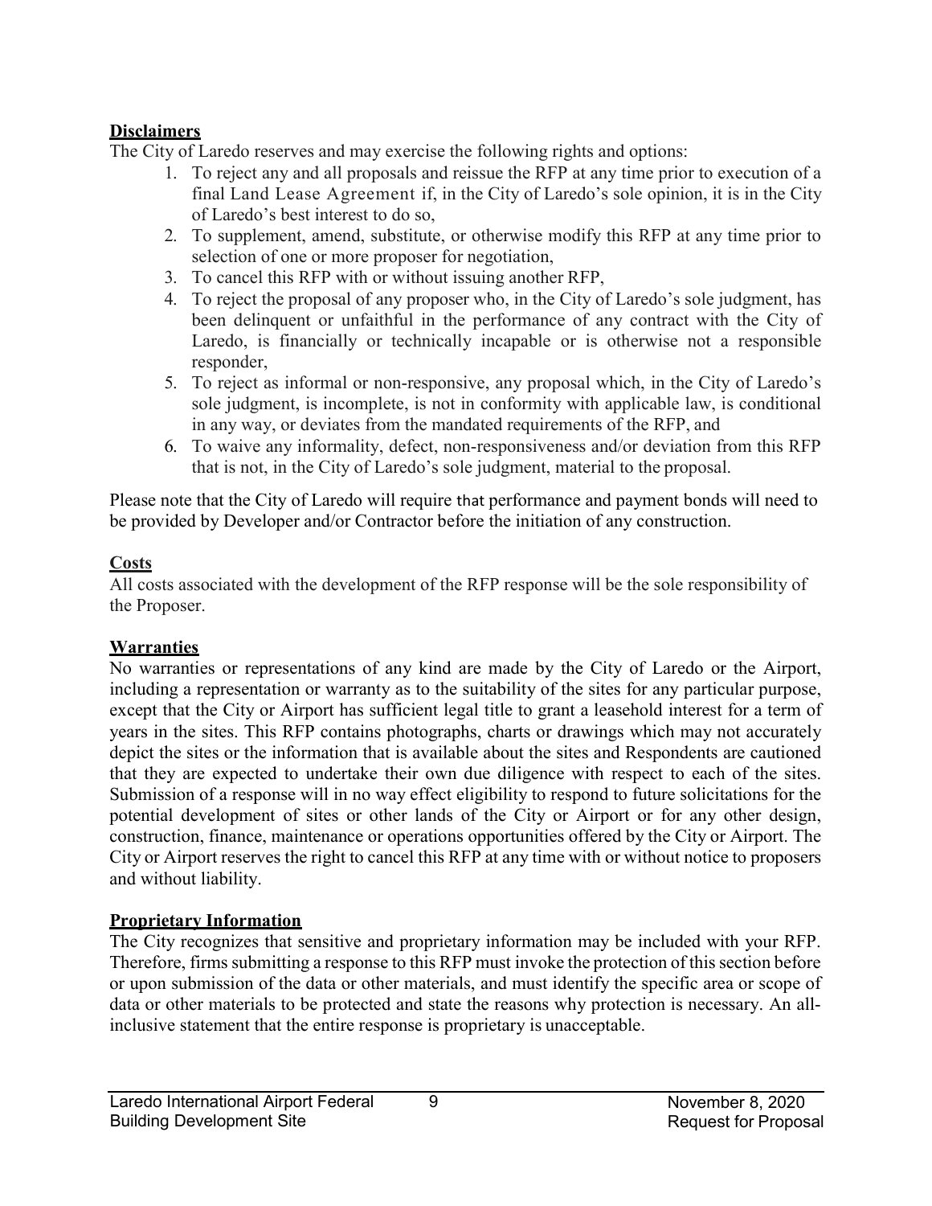## Disclaimers

The City of Laredo reserves and may exercise the following rights and options:

1. To reject any and all proposals and reissue the RFP at any time prior to execution of a final Land Lease Agreement if, in the City of Laredo's sole opinion, it is in the City of Laredo's best interest to do so,
2. To supplement, amend, substitute, or otherwise modify this RFP at any time prior to selection of one or more proposer for negotiation,
3. To cancel this RFP with or without issuing another RFP,
4. To reject the proposal of any proposer who, in the City of Laredo's sole judgment, has been delinquent or unfaithful in the performance of any contract with the City of Laredo, is financially or technically incapable or is otherwise not a responsible responder,
5. To reject as informal or non-responsive, any proposal which, in the City of Laredo's sole judgment, is incomplete, is not in conformity with applicable law, is conditional in any way, or deviates from the mandated requirements of the RFP, and
6. To waive any informality, defect, non-responsiveness and/or deviation from this RFP that is not, in the City of Laredo's sole judgment, material to the proposal.

Please note that the City of Laredo will require that performance and payment bonds will need to be provided by Developer and/or Contractor before the initiation of any construction.

## Costs

All costs associated with the development of the RFP response will be the sole responsibility of the Proposer.

## Warranties

No warranties or representations of any kind are made by the City of Laredo or the Airport, including a representation or warranty as to the suitability of the sites for any particular purpose, except that the City or Airport has sufficient legal title to grant a leasehold interest for a term of years in the sites. This RFP contains photographs, charts or drawings which may not accurately depict the sites or the information that is available about the sites and Respondents are cautioned that they are expected to undertake their own due diligence with respect to each of the sites. Submission of a response will in no way effect eligibility to respond to future solicitations for the potential development of sites or other lands of the City or Airport or for any other design, construction, finance, maintenance or operations opportunities offered by the City or Airport. The City or Airport reserves the right to cancel this RFP at any time with or without notice to proposers and without liability.

## Proprietary Information

The City recognizes that sensitive and proprietary information may be included with your RFP. Therefore, firms submitting a response to this RFP must invoke the protection of this section before or upon submission of the data or other materials, and must identify the specific area or scope of data or other materials to be protected and state the reasons why protection is necessary. An all-inclusive statement that the entire response is proprietary is unacceptable.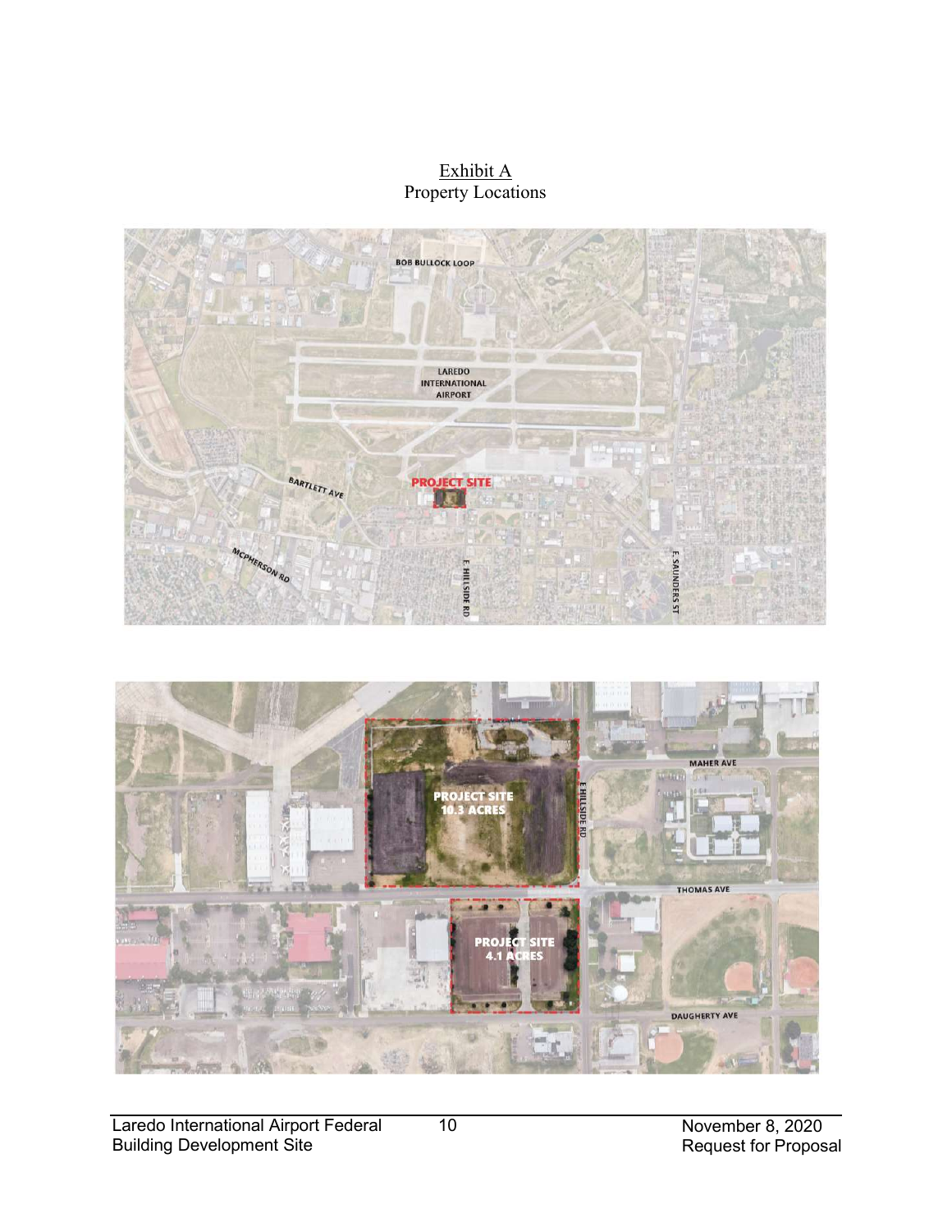Exhibit A

Property Locations

BOB BULLOCK LOOP

LAREDO INTERNATIONAL AIRPORT

PROJECT SITE

BARTLETT AVE

MCPHERSON RD

E. HILLSIDE RD

E. SAUNDERS ST

PROJECT SITE 10.3 ACRES

E HILLSIDE RD

MAHER AVE

THOMAS AVE

PROJECT SITE 4.1 ACRES

DAUGHERTY AVE